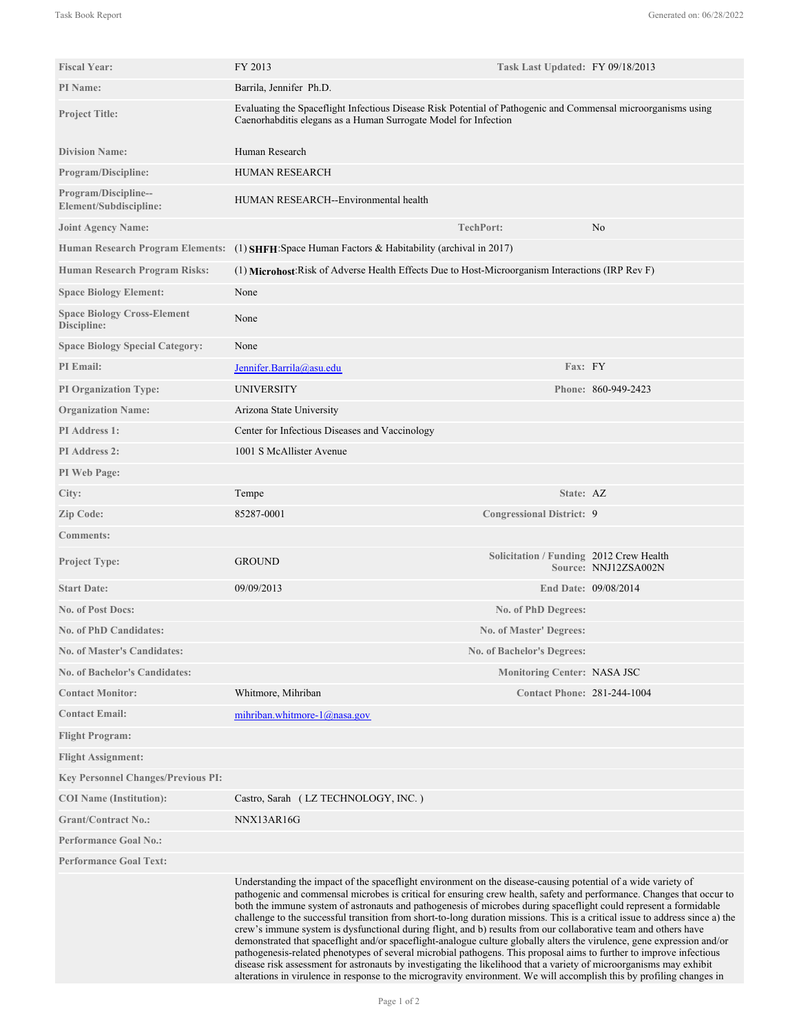| | | | |
|---|---|---|---|
| **Fiscal Year:** | FY 2013 | **Task Last Updated:** | FY 09/18/2013 |
| **PI Name:** | Barrila, Jennifer Ph.D. | | |
| **Project Title:** | Evaluating the Spaceflight Infectious Disease Risk Potential of Pathogenic and Commensal microorganisms using Caenorhabditis elegans as a Human Surrogate Model for Infection | | |
| **Division Name:** | Human Research | | |
| **Program/Discipline:** | HUMAN RESEARCH | | |
| **Program/Discipline--Element/Subdiscipline:** | HUMAN RESEARCH--Environmental health | | |
| **Joint Agency Name:** | | **TechPort:** | No |
| **Human Research Program Elements:** | (1) **SHFH**:Space Human Factors & Habitability (archival in 2017) | | |
| **Human Research Program Risks:** | (1) **Microhost**:Risk of Adverse Health Effects Due to Host-Microorganism Interactions (IRP Rev F) | | |
| **Space Biology Element:** | None | | |
| **Space Biology Cross-Element Discipline:** | None | | |
| **Space Biology Special Category:** | None | | |
| **PI Email:** | Jennifer.Barrila@asu.edu | **Fax:** | FY |
| **PI Organization Type:** | UNIVERSITY | **Phone:** | 860-949-2423 |
| **Organization Name:** | Arizona State University | | |
| **PI Address 1:** | Center for Infectious Diseases and Vaccinology | | |
| **PI Address 2:** | 1001 S McAllister Avenue | | |
| **PI Web Page:** | | | |
| **City:** | Tempe | **State:** | AZ |
| **Zip Code:** | 85287-0001 | **Congressional District:** | 9 |
| **Comments:** | | | |
| **Project Type:** | GROUND | **Solicitation / Funding Source:** | 2012 Crew Health NNJ12ZSA002N |
| **Start Date:** | 09/09/2013 | **End Date:** | 09/08/2014 |
| **No. of Post Docs:** | | **No. of PhD Degrees:** | |
| **No. of PhD Candidates:** | | **No. of Master' Degrees:** | |
| **No. of Master's Candidates:** | | **No. of Bachelor's Degrees:** | |
| **No. of Bachelor's Candidates:** | | **Monitoring Center:** | NASA JSC |
| **Contact Monitor:** | Whitmore, Mihriban | **Contact Phone:** | 281-244-1004 |
| **Contact Email:** | mihriban.whitmore-1@nasa.gov | | |
| **Flight Program:** | | | |
| **Flight Assignment:** | | | |
| **Key Personnel Changes/Previous PI:** | | | |
| **COI Name (Institution):** | Castro, Sarah ( LZ TECHNOLOGY, INC. ) | | |
| **Grant/Contract No.:** | NNX13AR16G | | |
| **Performance Goal No.:** | | | |
| **Performance Goal Text:** | | | |

Understanding the impact of the spaceflight environment on the disease-causing potential of a wide variety of pathogenic and commensal microbes is critical for ensuring crew health, safety and performance. Changes that occur to both the immune system of astronauts and pathogenesis of microbes during spaceflight could represent a formidable challenge to the successful transition from short-to-long duration missions. This is a critical issue to address since a) the crew's immune system is dysfunctional during flight, and b) results from our collaborative team and others have demonstrated that spaceflight and/or spaceflight-analogue culture globally alters the virulence, gene expression and/or pathogenesis-related phenotypes of several microbial pathogens. This proposal aims to further to improve infectious disease risk assessment for astronauts by investigating the likelihood that a variety of microorganisms may exhibit alterations in virulence in response to the microgravity environment. We will accomplish this by profiling changes in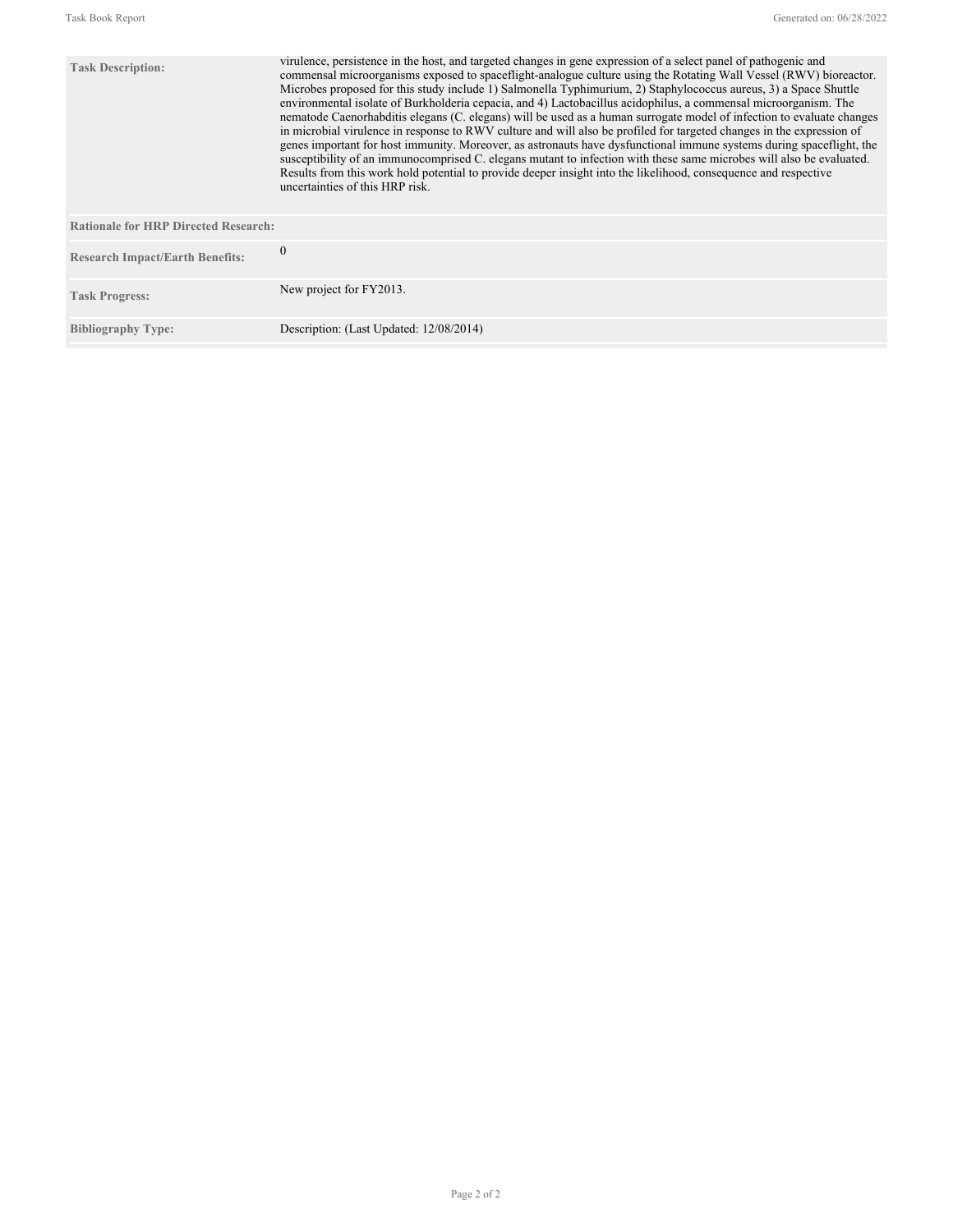| | |
|---|---|
| **Task Description:** | virulence, persistence in the host, and targeted changes in gene expression of a select panel of pathogenic and commensal microorganisms exposed to spaceflight-analogue culture using the Rotating Wall Vessel (RWV) bioreactor. Microbes proposed for this study include 1) Salmonella Typhimurium, 2) Staphylococcus aureus, 3) a Space Shuttle environmental isolate of Burkholderia cepacia, and 4) Lactobacillus acidophilus, a commensal microorganism. The nematode Caenorhabditis elegans (C. elegans) will be used as a human surrogate model of infection to evaluate changes in microbial virulence in response to RWV culture and will also be profiled for targeted changes in the expression of genes important for host immunity. Moreover, as astronauts have dysfunctional immune systems during spaceflight, the susceptibility of an immunocomprised C. elegans mutant to infection with these same microbes will also be evaluated. Results from this work hold potential to provide deeper insight into the likelihood, consequence and respective uncertainties of this HRP risk. |
| **Rationale for HRP Directed Research:** | |
| **Research Impact/Earth Benefits:** | 0 |
| **Task Progress:** | New project for FY2013. |
| **Bibliography Type:** | Description: (Last Updated: 12/08/2014) |